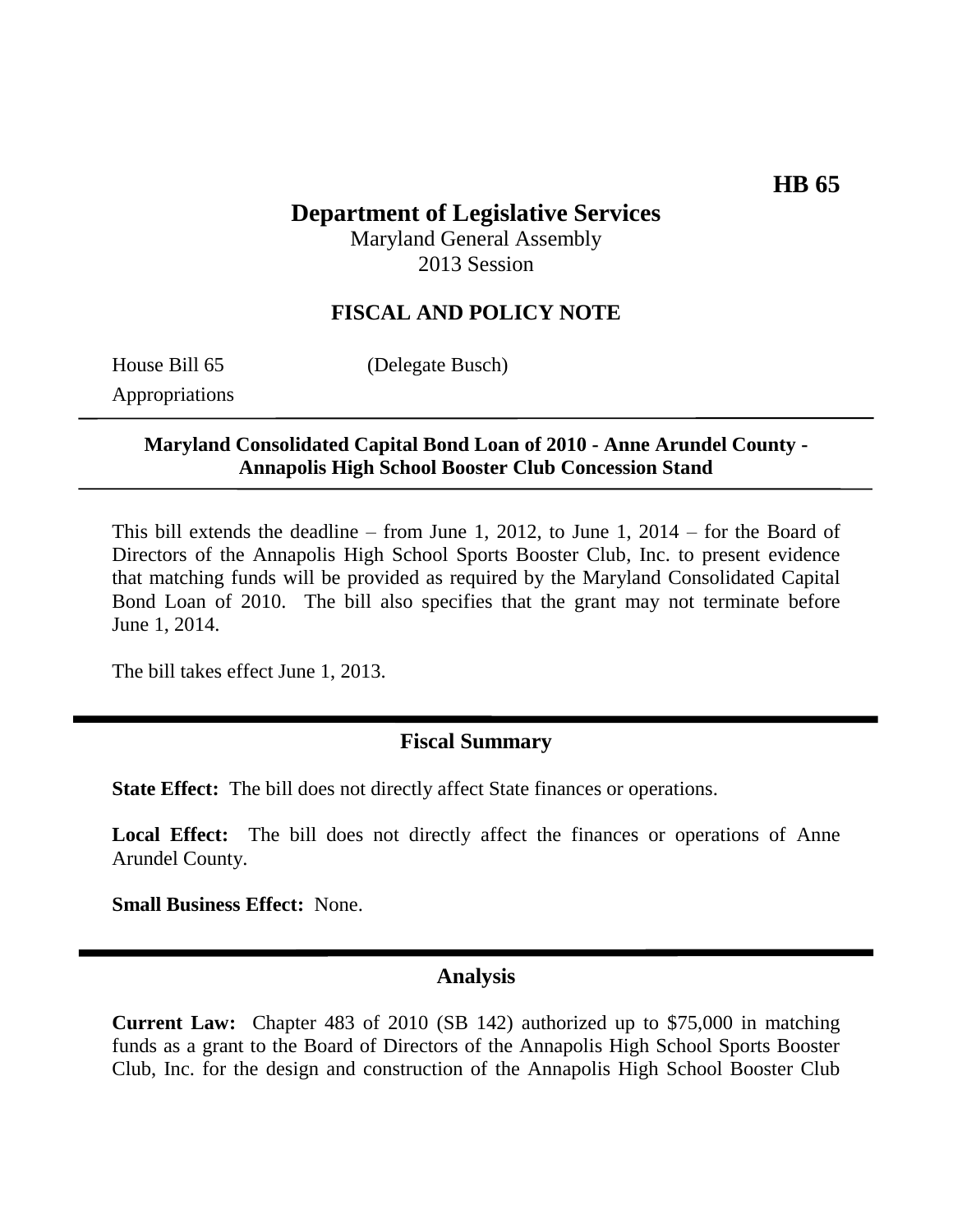**HB 65**

# Department of Legislative Services

Maryland General Assembly
2013 Session

## FISCAL AND POLICY NOTE

House Bill 65 (Delegate Busch)
Appropriations

**Maryland Consolidated Capital Bond Loan of 2010 - Anne Arundel County - Annapolis High School Booster Club Concession Stand**

This bill extends the deadline – from June 1, 2012, to June 1, 2014 – for the Board of Directors of the Annapolis High School Sports Booster Club, Inc. to present evidence that matching funds will be provided as required by the Maryland Consolidated Capital Bond Loan of 2010. The bill also specifies that the grant may not terminate before June 1, 2014.

The bill takes effect June 1, 2013.

## Fiscal Summary

**State Effect:** The bill does not directly affect State finances or operations.

**Local Effect:** The bill does not directly affect the finances or operations of Anne Arundel County.

**Small Business Effect:** None.

## Analysis

**Current Law:** Chapter 483 of 2010 (SB 142) authorized up to $75,000 in matching funds as a grant to the Board of Directors of the Annapolis High School Sports Booster Club, Inc. for the design and construction of the Annapolis High School Booster Club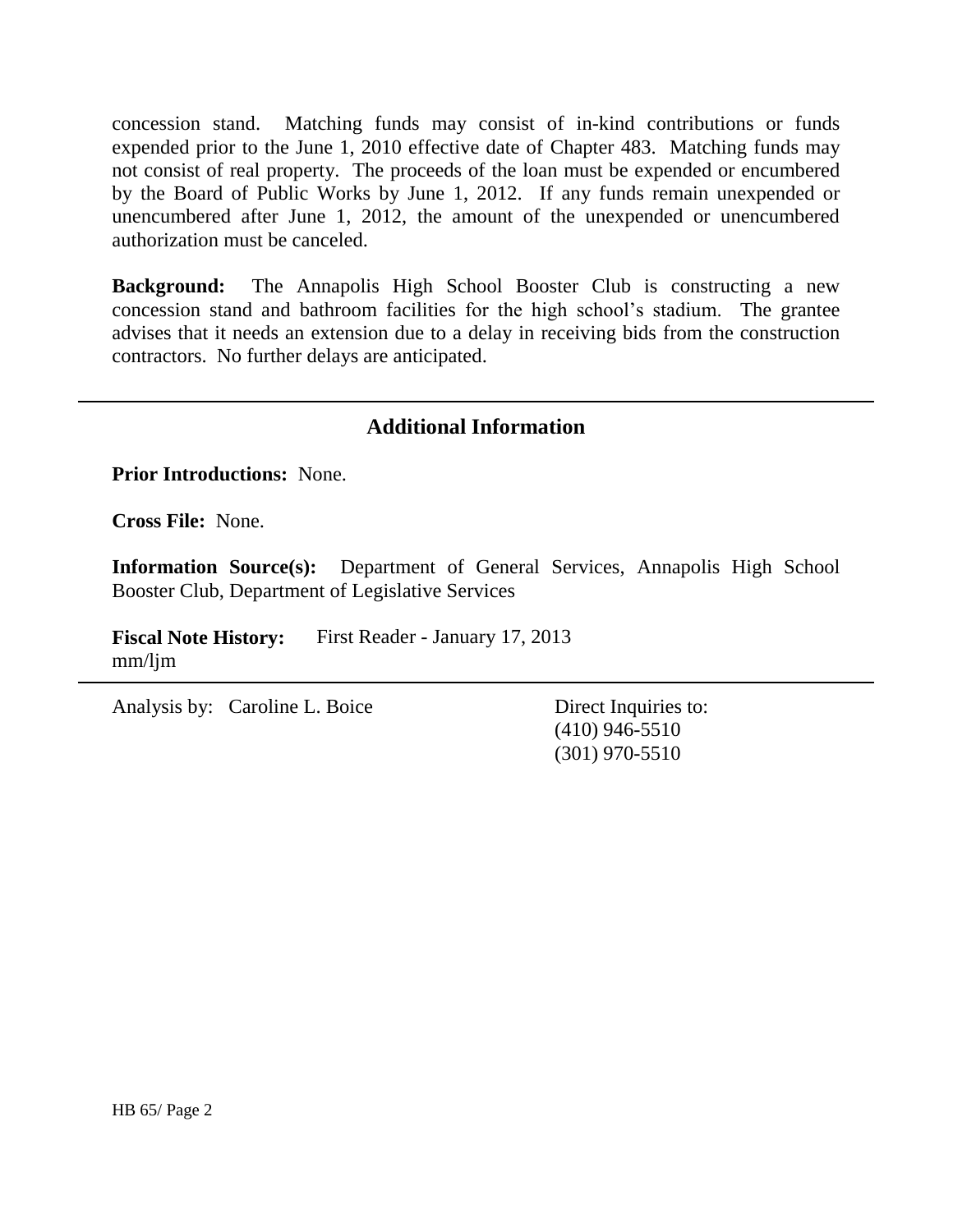concession stand. Matching funds may consist of in-kind contributions or funds expended prior to the June 1, 2010 effective date of Chapter 483. Matching funds may not consist of real property. The proceeds of the loan must be expended or encumbered by the Board of Public Works by June 1, 2012. If any funds remain unexpended or unencumbered after June 1, 2012, the amount of the unexpended or unencumbered authorization must be canceled.

**Background:** The Annapolis High School Booster Club is constructing a new concession stand and bathroom facilities for the high school's stadium. The grantee advises that it needs an extension due to a delay in receiving bids from the construction contractors. No further delays are anticipated.

## Additional Information

**Prior Introductions:** None.

**Cross File:** None.

**Information Source(s):** Department of General Services, Annapolis High School Booster Club, Department of Legislative Services

**Fiscal Note History:** First Reader - January 17, 2013
mm/ljm

Analysis by: Caroline L. Boice

Direct Inquiries to:
(410) 946-5510
(301) 970-5510